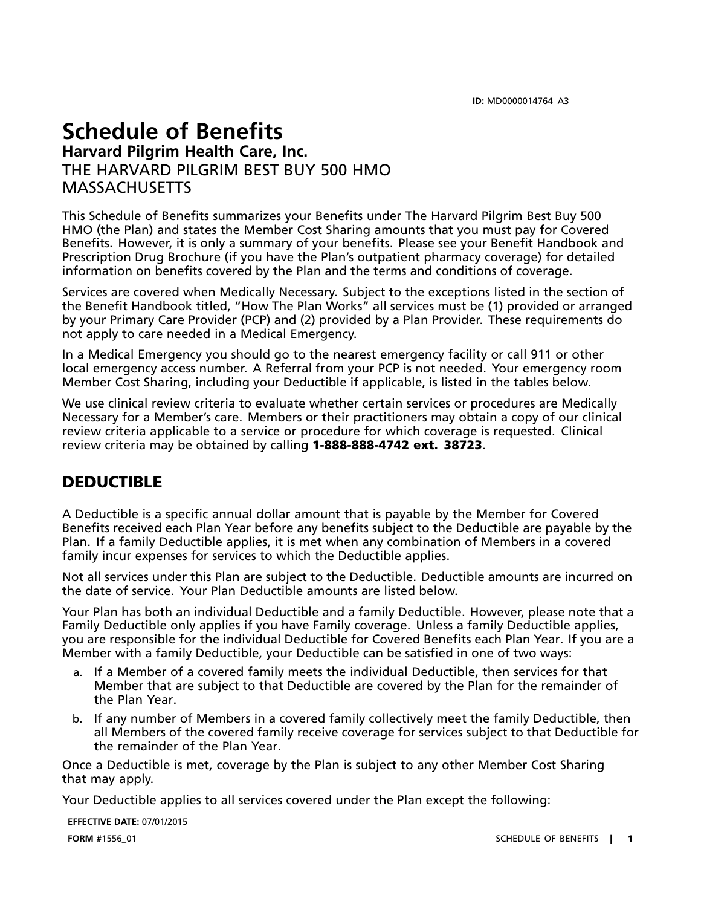ID: MD0000014764_A3

# Schedule of Benefits

## Harvard Pilgrim Health Care, Inc.

THE HARVARD PILGRIM BEST BUY 500 HMO
MASSACHUSETTS

This Schedule of Benefits summarizes your Benefits under The Harvard Pilgrim Best Buy 500 HMO (the Plan) and states the Member Cost Sharing amounts that you must pay for Covered Benefits. However, it is only a summary of your benefits. Please see your Benefit Handbook and Prescription Drug Brochure (if you have the Plan's outpatient pharmacy coverage) for detailed information on benefits covered by the Plan and the terms and conditions of coverage.

Services are covered when Medically Necessary. Subject to the exceptions listed in the section of the Benefit Handbook titled, "How The Plan Works" all services must be (1) provided or arranged by your Primary Care Provider (PCP) and (2) provided by a Plan Provider. These requirements do not apply to care needed in a Medical Emergency.

In a Medical Emergency you should go to the nearest emergency facility or call 911 or other local emergency access number. A Referral from your PCP is not needed. Your emergency room Member Cost Sharing, including your Deductible if applicable, is listed in the tables below.

We use clinical review criteria to evaluate whether certain services or procedures are Medically Necessary for a Member's care. Members or their practitioners may obtain a copy of our clinical review criteria applicable to a service or procedure for which coverage is requested. Clinical review criteria may be obtained by calling **1-888-888-4742 ext. 38723**.

## DEDUCTIBLE

A Deductible is a specific annual dollar amount that is payable by the Member for Covered Benefits received each Plan Year before any benefits subject to the Deductible are payable by the Plan. If a family Deductible applies, it is met when any combination of Members in a covered family incur expenses for services to which the Deductible applies.

Not all services under this Plan are subject to the Deductible. Deductible amounts are incurred on the date of service. Your Plan Deductible amounts are listed below.

Your Plan has both an individual Deductible and a family Deductible. However, please note that a Family Deductible only applies if you have Family coverage. Unless a family Deductible applies, you are responsible for the individual Deductible for Covered Benefits each Plan Year. If you are a Member with a family Deductible, your Deductible can be satisfied in one of two ways:

a. If a Member of a covered family meets the individual Deductible, then services for that Member that are subject to that Deductible are covered by the Plan for the remainder of the Plan Year.
b. If any number of Members in a covered family collectively meet the family Deductible, then all Members of the covered family receive coverage for services subject to that Deductible for the remainder of the Plan Year.

Once a Deductible is met, coverage by the Plan is subject to any other Member Cost Sharing that may apply.

Your Deductible applies to all services covered under the Plan except the following:

**EFFECTIVE DATE:** 07/01/2015

**FORM** #1556_01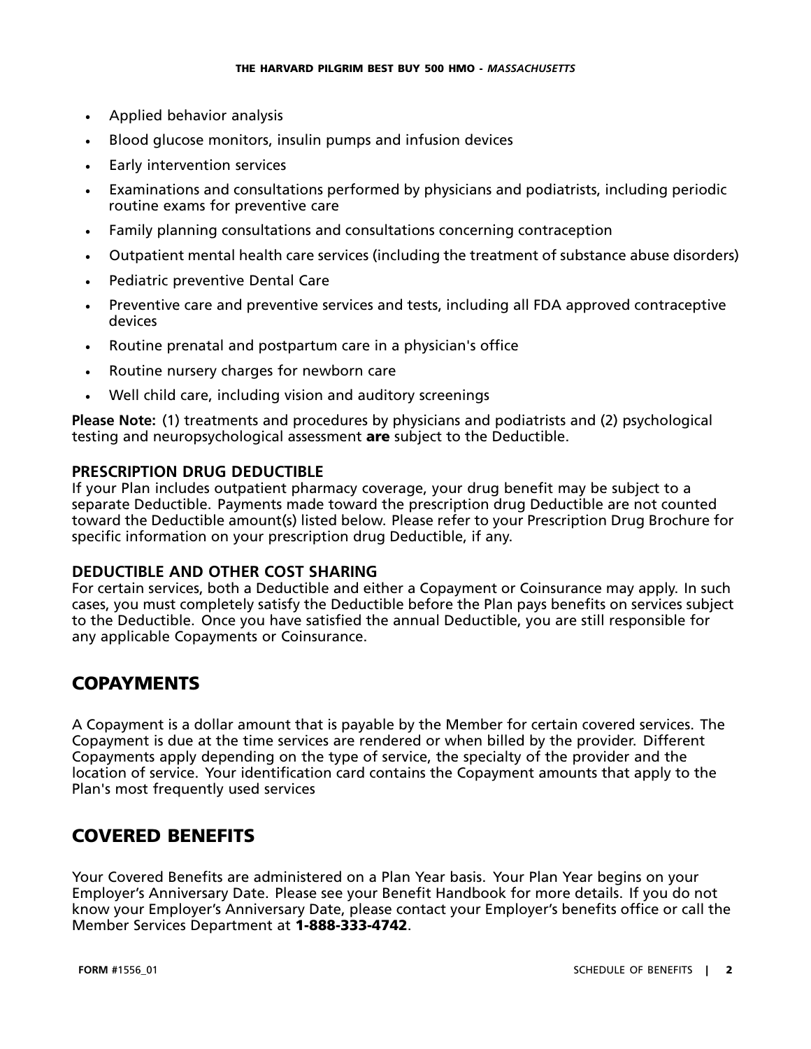- Applied behavior analysis
- Blood glucose monitors, insulin pumps and infusion devices
- Early intervention services
- Examinations and consultations performed by physicians and podiatrists, including periodic routine exams for preventive care
- Family planning consultations and consultations concerning contraception
- Outpatient mental health care services (including the treatment of substance abuse disorders)
- Pediatric preventive Dental Care
- Preventive care and preventive services and tests, including all FDA approved contraceptive devices
- Routine prenatal and postpartum care in a physician's office
- Routine nursery charges for newborn care
- Well child care, including vision and auditory screenings

**Please Note:** (1) treatments and procedures by physicians and podiatrists and (2) psychological testing and neuropsychological assessment **are** subject to the Deductible.

### PRESCRIPTION DRUG DEDUCTIBLE

If your Plan includes outpatient pharmacy coverage, your drug benefit may be subject to a separate Deductible. Payments made toward the prescription drug Deductible are not counted toward the Deductible amount(s) listed below. Please refer to your Prescription Drug Brochure for specific information on your prescription drug Deductible, if any.

### DEDUCTIBLE AND OTHER COST SHARING

For certain services, both a Deductible and either a Copayment or Coinsurance may apply. In such cases, you must completely satisfy the Deductible before the Plan pays benefits on services subject to the Deductible. Once you have satisfied the annual Deductible, you are still responsible for any applicable Copayments or Coinsurance.

## COPAYMENTS

A Copayment is a dollar amount that is payable by the Member for certain covered services. The Copayment is due at the time services are rendered or when billed by the provider. Different Copayments apply depending on the type of service, the specialty of the provider and the location of service. Your identification card contains the Copayment amounts that apply to the Plan's most frequently used services

## COVERED BENEFITS

Your Covered Benefits are administered on a Plan Year basis. Your Plan Year begins on your Employer's Anniversary Date. Please see your Benefit Handbook for more details. If you do not know your Employer's Anniversary Date, please contact your Employer's benefits office or call the Member Services Department at **1-888-333-4742**.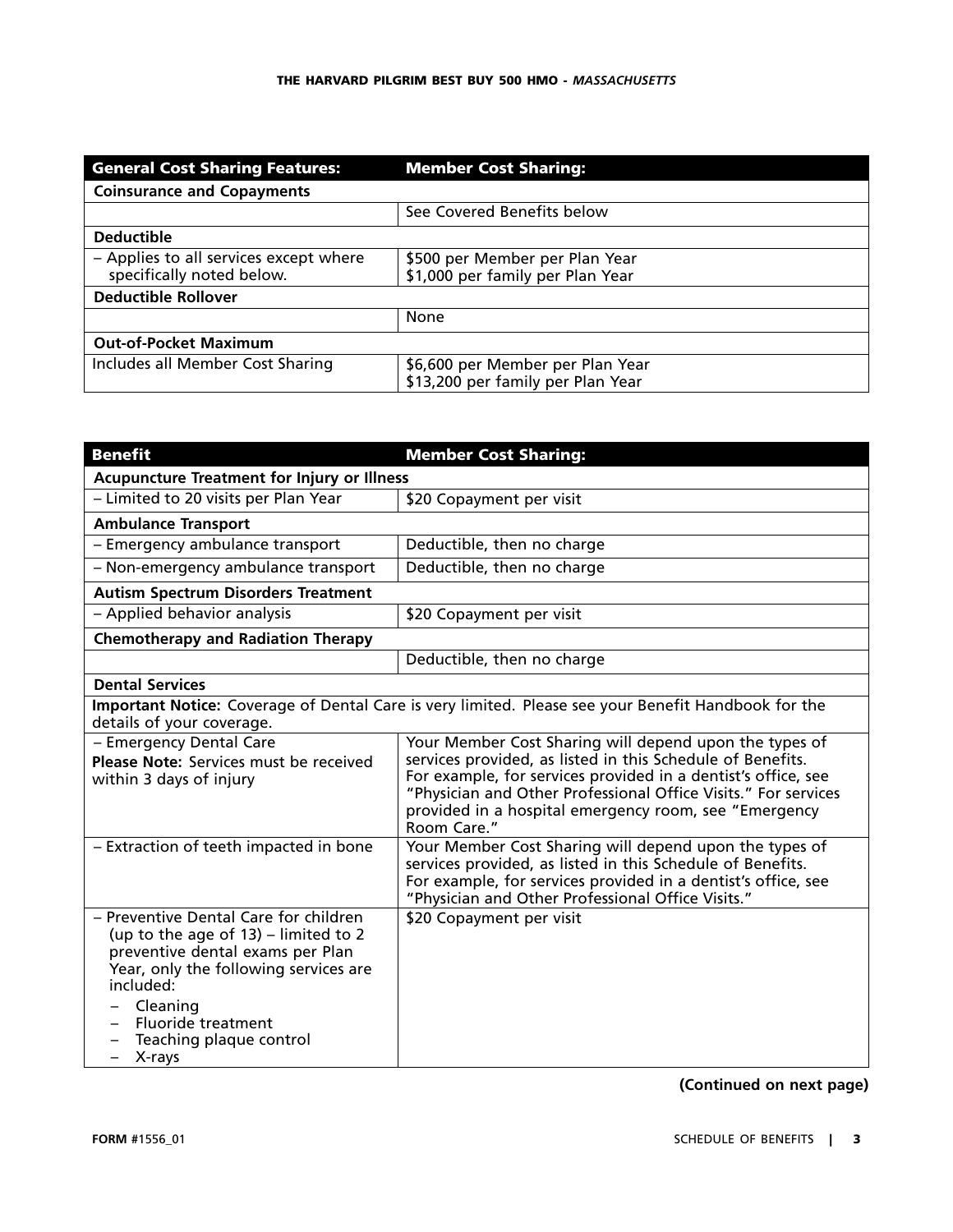| General Cost Sharing Features: | Member Cost Sharing: |
|---|---|
| **Coinsurance and Copayments** | |
| | See Covered Benefits below |
| **Deductible** | |
| – Applies to all services except where specifically noted below. | $500 per Member per Plan Year<br>$1,000 per family per Plan Year |
| **Deductible Rollover** | |
| | None |
| **Out-of-Pocket Maximum** | |
| Includes all Member Cost Sharing | $6,600 per Member per Plan Year<br>$13,200 per family per Plan Year |

| Benefit | Member Cost Sharing: |
|---|---|
| **Acupuncture Treatment for Injury or Illness** | |
| – Limited to 20 visits per Plan Year | $20 Copayment per visit |
| **Ambulance Transport** | |
| – Emergency ambulance transport | Deductible, then no charge |
| – Non-emergency ambulance transport | Deductible, then no charge |
| **Autism Spectrum Disorders Treatment** | |
| – Applied behavior analysis | $20 Copayment per visit |
| **Chemotherapy and Radiation Therapy** | |
| | Deductible, then no charge |
| **Dental Services** | |
| **Important Notice:** Coverage of Dental Care is very limited. Please see your Benefit Handbook for the details of your coverage. | |
| – Emergency Dental Care<br>**Please Note:** Services must be received within 3 days of injury | Your Member Cost Sharing will depend upon the types of services provided, as listed in this Schedule of Benefits. For example, for services provided in a dentist's office, see "Physician and Other Professional Office Visits." For services provided in a hospital emergency room, see "Emergency Room Care." |
| – Extraction of teeth impacted in bone | Your Member Cost Sharing will depend upon the types of services provided, as listed in this Schedule of Benefits. For example, for services provided in a dentist's office, see "Physician and Other Professional Office Visits." |
| – Preventive Dental Care for children (up to the age of 13) – limited to 2 preventive dental exams per Plan Year, only the following services are included:<br>– Cleaning<br>– Fluoride treatment<br>– Teaching plaque control<br>– X-rays | $20 Copayment per visit |

**(Continued on next page)**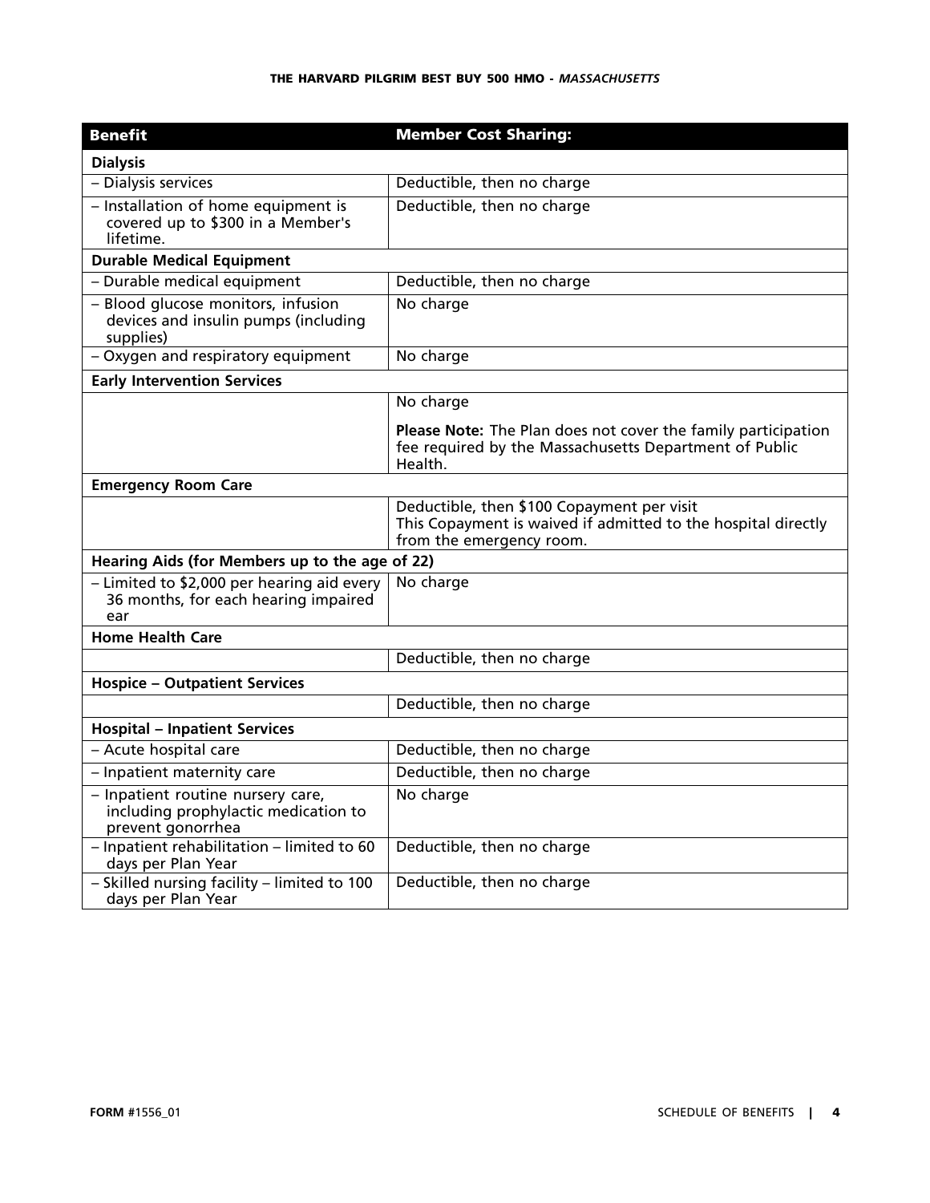| Benefit | Member Cost Sharing: |
| --- | --- |
| **Dialysis** | |
| – Dialysis services | Deductible, then no charge |
| – Installation of home equipment is covered up to $300 in a Member's lifetime. | Deductible, then no charge |
| **Durable Medical Equipment** | |
| – Durable medical equipment | Deductible, then no charge |
| – Blood glucose monitors, infusion devices and insulin pumps (including supplies) | No charge |
| – Oxygen and respiratory equipment | No charge |
| **Early Intervention Services** | |
| | No charge<br><br>**Please Note:** The Plan does not cover the family participation fee required by the Massachusetts Department of Public Health. |
| **Emergency Room Care** | |
| | Deductible, then $100 Copayment per visit<br>This Copayment is waived if admitted to the hospital directly from the emergency room. |
| **Hearing Aids (for Members up to the age of 22)** | |
| – Limited to $2,000 per hearing aid every 36 months, for each hearing impaired ear | No charge |
| **Home Health Care** | |
| | Deductible, then no charge |
| **Hospice – Outpatient Services** | |
| | Deductible, then no charge |
| **Hospital – Inpatient Services** | |
| – Acute hospital care | Deductible, then no charge |
| – Inpatient maternity care | Deductible, then no charge |
| – Inpatient routine nursery care, including prophylactic medication to prevent gonorrhea | No charge |
| – Inpatient rehabilitation – limited to 60 days per Plan Year | Deductible, then no charge |
| – Skilled nursing facility – limited to 100 days per Plan Year | Deductible, then no charge |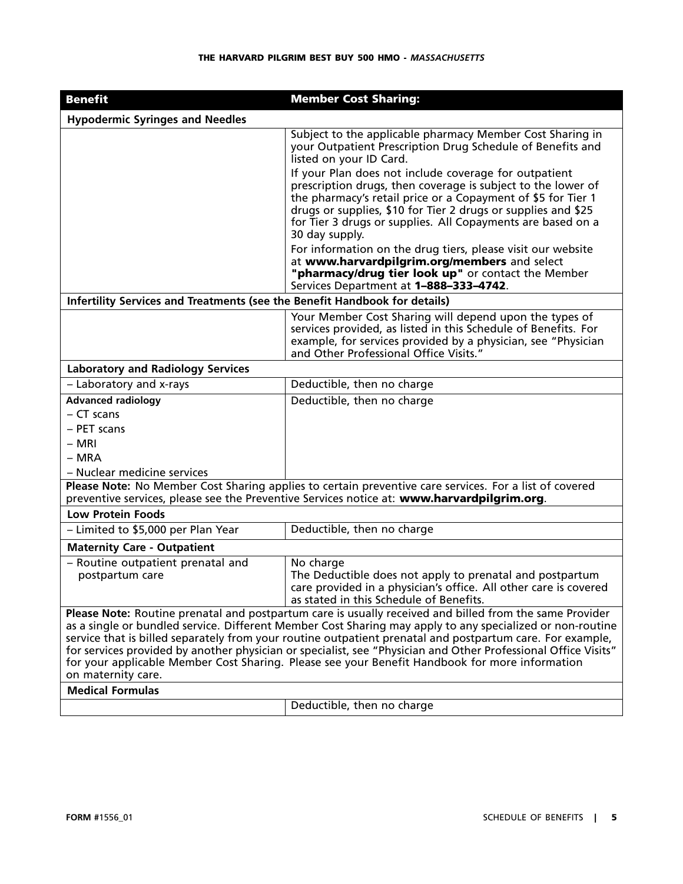| Benefit | Member Cost Sharing: |
|---|---|
| **Hypodermic Syringes and Needles** | |
| | Subject to the applicable pharmacy Member Cost Sharing in your Outpatient Prescription Drug Schedule of Benefits and listed on your ID Card. If your Plan does not include coverage for outpatient prescription drugs, then coverage is subject to the lower of the pharmacy's retail price or a Copayment of $5 for Tier 1 drugs or supplies, $10 for Tier 2 drugs or supplies and $25 for Tier 3 drugs or supplies. All Copayments are based on a 30 day supply. For information on the drug tiers, please visit our website at **www.harvardpilgrim.org/members** and select **"pharmacy/drug tier look up"** or contact the Member Services Department at **1–888–333–4742**. |
| **Infertility Services and Treatments (see the Benefit Handbook for details)** | |
| | Your Member Cost Sharing will depend upon the types of services provided, as listed in this Schedule of Benefits. For example, for services provided by a physician, see "Physician and Other Professional Office Visits." |
| **Laboratory and Radiology Services** | |
| – Laboratory and x-rays | Deductible, then no charge |
| **Advanced radiology**<br>– CT scans<br>– PET scans<br>– MRI<br>– MRA<br>– Nuclear medicine services | Deductible, then no charge |
| **Please Note:** No Member Cost Sharing applies to certain preventive care services. For a list of covered preventive services, please see the Preventive Services notice at: **www.harvardpilgrim.org**. | |
| **Low Protein Foods** | |
| – Limited to $5,000 per Plan Year | Deductible, then no charge |
| **Maternity Care - Outpatient** | |
| – Routine outpatient prenatal and postpartum care | No charge<br>The Deductible does not apply to prenatal and postpartum care provided in a physician's office. All other care is covered as stated in this Schedule of Benefits. |
| **Please Note:** Routine prenatal and postpartum care is usually received and billed from the same Provider as a single or bundled service. Different Member Cost Sharing may apply to any specialized or non-routine service that is billed separately from your routine outpatient prenatal and postpartum care. For example, for services provided by another physician or specialist, see "Physician and Other Professional Office Visits" for your applicable Member Cost Sharing. Please see your Benefit Handbook for more information on maternity care. | |
| **Medical Formulas** | |
| | Deductible, then no charge |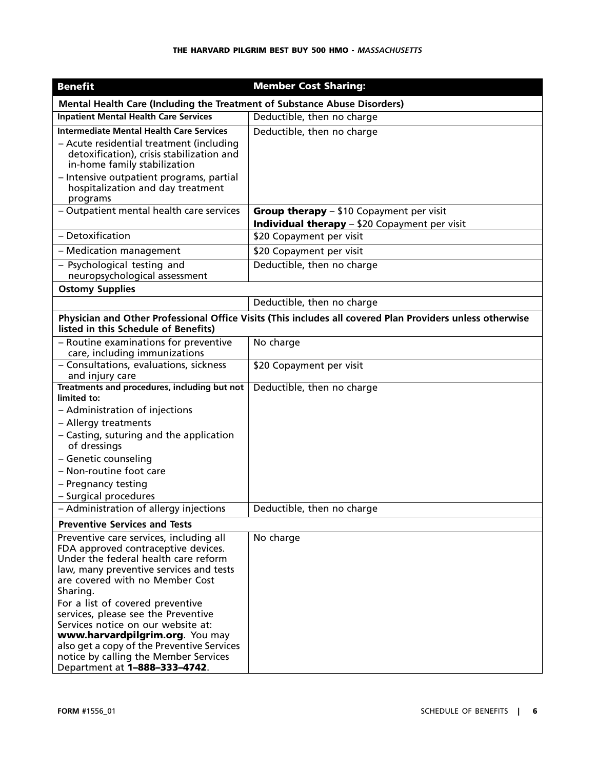| Benefit | Member Cost Sharing: |
|---|---|
| **Mental Health Care (Including the Treatment of Substance Abuse Disorders)** | |
| **Inpatient Mental Health Care Services** | Deductible, then no charge |
| **Intermediate Mental Health Care Services**<br>– Acute residential treatment (including detoxification), crisis stabilization and in-home family stabilization<br>– Intensive outpatient programs, partial hospitalization and day treatment programs | Deductible, then no charge |
| – Outpatient mental health care services | **Group therapy** – $10 Copayment per visit<br>**Individual therapy** – $20 Copayment per visit |
| – Detoxification | $20 Copayment per visit |
| – Medication management | $20 Copayment per visit |
| – Psychological testing and neuropsychological assessment | Deductible, then no charge |
| **Ostomy Supplies** | |
| | Deductible, then no charge |
| **Physician and Other Professional Office Visits (This includes all covered Plan Providers unless otherwise listed in this Schedule of Benefits)** | |
| – Routine examinations for preventive care, including immunizations | No charge |
| – Consultations, evaluations, sickness and injury care | $20 Copayment per visit |
| **Treatments and procedures, including but not limited to:**<br>– Administration of injections<br>– Allergy treatments<br>– Casting, suturing and the application of dressings<br>– Genetic counseling<br>– Non-routine foot care<br>– Pregnancy testing<br>– Surgical procedures | Deductible, then no charge |
| – Administration of allergy injections | Deductible, then no charge |
| **Preventive Services and Tests** | |
| Preventive care services, including all FDA approved contraceptive devices. Under the federal health care reform law, many preventive services and tests are covered with no Member Cost Sharing.<br>For a list of covered preventive services, please see the Preventive Services notice on our website at: **www.harvardpilgrim.org**. You may also get a copy of the Preventive Services notice by calling the Member Services Department at **1–888–333–4742**. | No charge |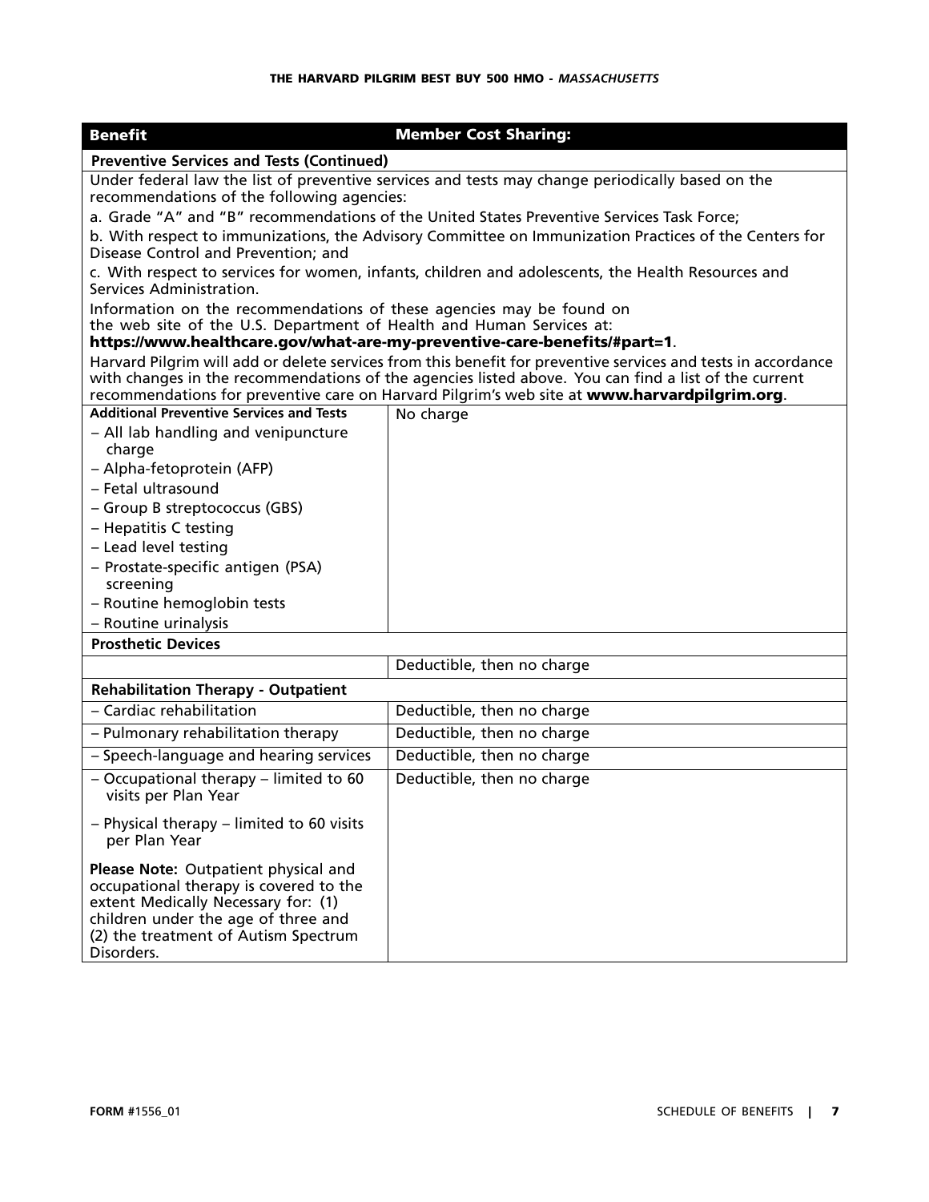| Benefit | Member Cost Sharing: |
|---|---|
| **Preventive Services and Tests (Continued)** | |
| Under federal law the list of preventive services and tests may change periodically based on the recommendations of the following agencies:<br>a. Grade "A" and "B" recommendations of the United States Preventive Services Task Force;<br>b. With respect to immunizations, the Advisory Committee on Immunization Practices of the Centers for Disease Control and Prevention; and<br>c. With respect to services for women, infants, children and adolescents, the Health Resources and Services Administration.<br>Information on the recommendations of these agencies may be found on the web site of the U.S. Department of Health and Human Services at: **https://www.healthcare.gov/what-are-my-preventive-care-benefits/#part=1**.<br>Harvard Pilgrim will add or delete services from this benefit for preventive services and tests in accordance with changes in the recommendations of the agencies listed above. You can find a list of the current recommendations for preventive care on Harvard Pilgrim's web site at **www.harvardpilgrim.org**. | |
| **Additional Preventive Services and Tests**<br>– All lab handling and venipuncture charge<br>– Alpha-fetoprotein (AFP)<br>– Fetal ultrasound<br>– Group B streptococcus (GBS)<br>– Hepatitis C testing<br>– Lead level testing<br>– Prostate-specific antigen (PSA) screening<br>– Routine hemoglobin tests<br>– Routine urinalysis | No charge |
| **Prosthetic Devices** | |
| | Deductible, then no charge |
| **Rehabilitation Therapy - Outpatient** | |
| – Cardiac rehabilitation | Deductible, then no charge |
| – Pulmonary rehabilitation therapy | Deductible, then no charge |
| – Speech-language and hearing services | Deductible, then no charge |
| – Occupational therapy – limited to 60 visits per Plan Year<br>– Physical therapy – limited to 60 visits per Plan Year<br>**Please Note:** Outpatient physical and occupational therapy is covered to the extent Medically Necessary for: (1) children under the age of three and (2) the treatment of Autism Spectrum Disorders. | Deductible, then no charge |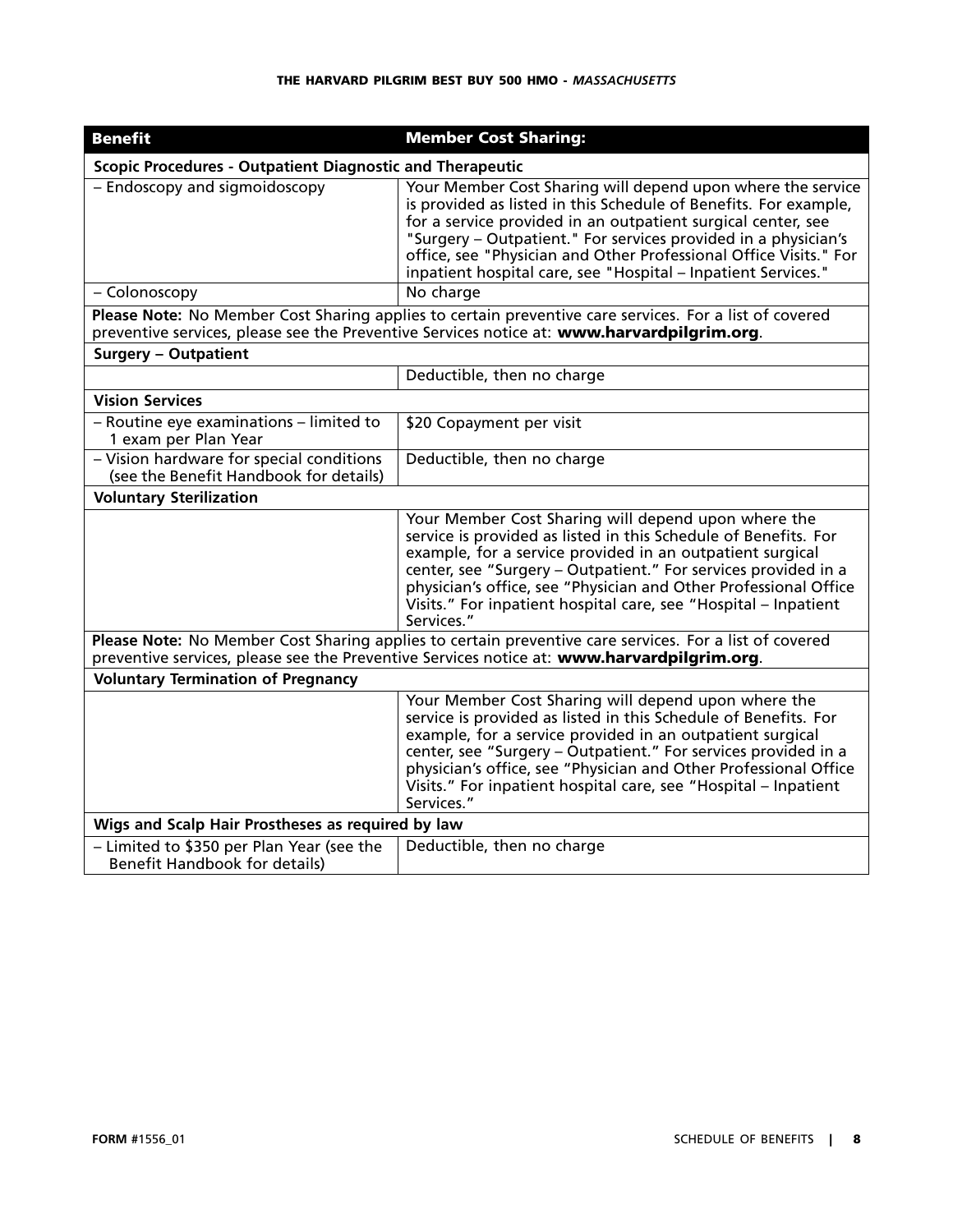| Benefit | Member Cost Sharing: |
|---|---|
| **Scopic Procedures - Outpatient Diagnostic and Therapeutic** | |
| – Endoscopy and sigmoidoscopy | Your Member Cost Sharing will depend upon where the service is provided as listed in this Schedule of Benefits. For example, for a service provided in an outpatient surgical center, see "Surgery – Outpatient." For services provided in a physician's office, see "Physician and Other Professional Office Visits." For inpatient hospital care, see "Hospital – Inpatient Services." |
| – Colonoscopy | No charge |
| **Please Note:** No Member Cost Sharing applies to certain preventive care services. For a list of covered preventive services, please see the Preventive Services notice at: **www.harvardpilgrim.org**. | |
| **Surgery – Outpatient** | |
| | Deductible, then no charge |
| **Vision Services** | |
| – Routine eye examinations – limited to 1 exam per Plan Year | $20 Copayment per visit |
| – Vision hardware for special conditions (see the Benefit Handbook for details) | Deductible, then no charge |
| **Voluntary Sterilization** | |
| | Your Member Cost Sharing will depend upon where the service is provided as listed in this Schedule of Benefits. For example, for a service provided in an outpatient surgical center, see "Surgery – Outpatient." For services provided in a physician's office, see "Physician and Other Professional Office Visits." For inpatient hospital care, see "Hospital – Inpatient Services." |
| **Please Note:** No Member Cost Sharing applies to certain preventive care services. For a list of covered preventive services, please see the Preventive Services notice at: **www.harvardpilgrim.org**. | |
| **Voluntary Termination of Pregnancy** | |
| | Your Member Cost Sharing will depend upon where the service is provided as listed in this Schedule of Benefits. For example, for a service provided in an outpatient surgical center, see "Surgery – Outpatient." For services provided in a physician's office, see "Physician and Other Professional Office Visits." For inpatient hospital care, see "Hospital – Inpatient Services." |
| **Wigs and Scalp Hair Prostheses as required by law** | |
| – Limited to $350 per Plan Year (see the Benefit Handbook for details) | Deductible, then no charge |